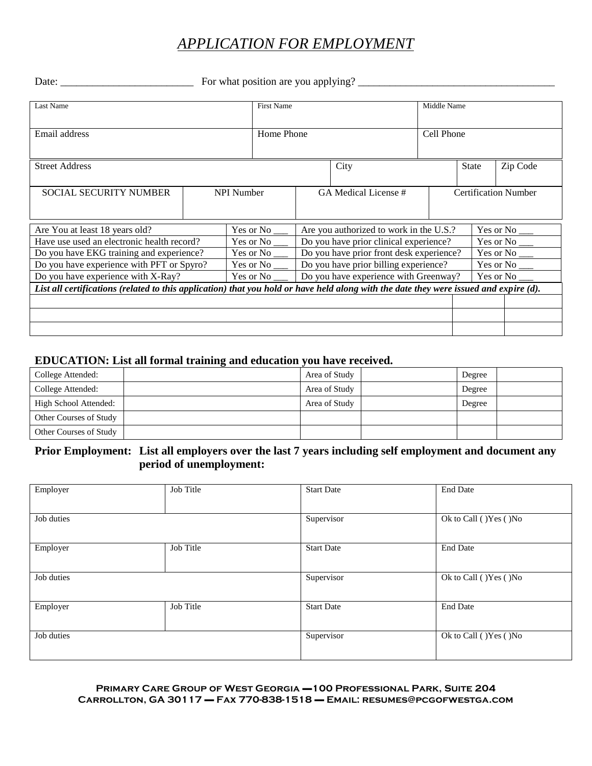# *APPLICATION FOR EMPLOYMENT*

Date: ________________________ For what position are you applying? ____________________________________

| Last Name | First Name | Middle Name |
|---|---|---|
| Email address | Home Phone | Cell Phone |

| Street Address | City | State | Zip Code |
|---|---|---|---|
| | | | |

| SOCIAL SECURITY NUMBER | NPI Number | GA Medical License # | Certification Number |
|---|---|---|---|
| | | | |

| | | | |
|---|---|---|---|
| Are You at least 18 years old? | Yes or No ___ | Are you authorized to work in the U.S.? | Yes or No ___ |
| Have use used an electronic health record? | Yes or No ___ | Do you have prior clinical experience? | Yes or No ___ |
| Do you have EKG training and experience? | Yes or No ___ | Do you have prior front desk experience? | Yes or No ___ |
| Do you have experience with PFT or Spyro? | Yes or No ___ | Do you have prior billing experience? | Yes or No ___ |
| Do you have experience with X-Ray? | Yes or No ___ | Do you have experience with Greenway? | Yes or No ___ |

***List all certifications (related to this application) that you hold or have held along with the date they were issued and expire (d).***

| | | |
|---|---|---|
| | | |
| | | |
| | | |

## EDUCATION: List all formal training and education you have received.

| | | | | | |
|---|---|---|---|---|---|
| College Attended: | | Area of Study | | Degree | |
| College Attended: | | Area of Study | | Degree | |
| High School Attended: | | Area of Study | | Degree | |
| Other Courses of Study | | | | | |
| Other Courses of Study | | | | | |

**Prior Employment: List all employers over the last 7 years including self employment and document any period of unemployment:**

| | | | |
|---|---|---|---|
| Employer | Job Title | Start Date | End Date |
| Job duties | | Supervisor | Ok to Call ( )Yes ( )No |
| Employer | Job Title | Start Date | End Date |
| Job duties | | Supervisor | Ok to Call ( )Yes ( )No |
| Employer | Job Title | Start Date | End Date |
| Job duties | | Supervisor | Ok to Call ( )Yes ( )No |

**PRIMARY CARE GROUP OF WEST GEORGIA —100 PROFESSIONAL PARK, SUITE 204**
**CARROLLTON, GA 30117 — FAX 770-838-1518 — EMAIL: RESUMES@PCGOFWESTGA.COM**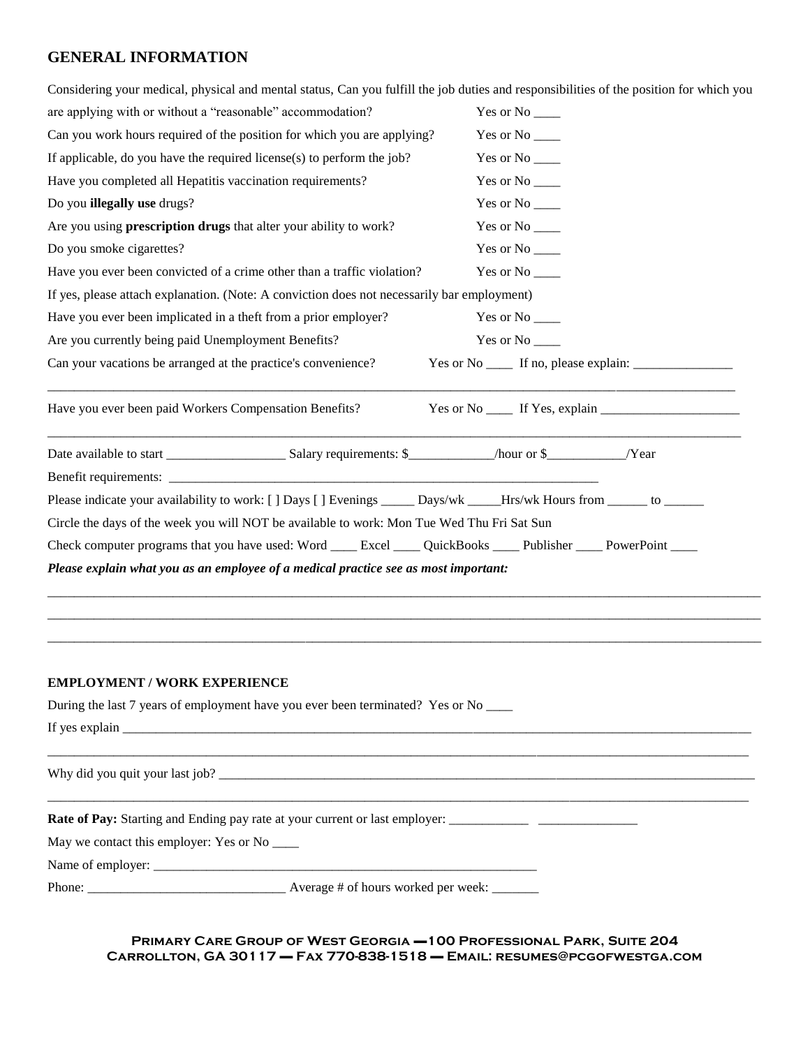## GENERAL INFORMATION

Considering your medical, physical and mental status, Can you fulfill the job duties and responsibilities of the position for which you are applying with or without a "reasonable" accommodation? Yes or No ____

Can you work hours required of the position for which you are applying? Yes or No ____

If applicable, do you have the required license(s) to perform the job? Yes or No ____

Have you completed all Hepatitis vaccination requirements? Yes or No ____

Do you **illegally use** drugs? Yes or No ____

Are you using **prescription drugs** that alter your ability to work? Yes or No ____

Do you smoke cigarettes? Yes or No ____

Have you ever been convicted of a crime other than a traffic violation? Yes or No ____

If yes, please attach explanation. (Note: A conviction does not necessarily bar employment)

Have you ever been implicated in a theft from a prior employer? Yes or No ____

Are you currently being paid Unemployment Benefits? Yes or No ____

Can your vacations be arranged at the practice's convenience? Yes or No ____ If no, please explain: _______________

_____________________________________________________________________________________________

Have you ever been paid Workers Compensation Benefits? Yes or No ____ If Yes, explain _____________________

_____________________________________________________________________________________________

Date available to start __________________ Salary requirements: $_____________/hour or $____________/Year

Benefit requirements: ____________________________________________________________________

Please indicate your availability to work: [ ] Days [ ] Evenings _____ Days/wk _____Hrs/wk Hours from ______ to ______

Circle the days of the week you will NOT be available to work: Mon Tue Wed Thu Fri Sat Sun

Check computer programs that you have used: Word ____ Excel ____ QuickBooks ____ Publisher ____ PowerPoint ____

***Please explain what you as an employee of a medical practice see as most important:***

_____________________________________________________________________________________________

_____________________________________________________________________________________________

_____________________________________________________________________________________________

### EMPLOYMENT / WORK EXPERIENCE

During the last 7 years of employment have you ever been terminated? Yes or No ____

If yes explain ________________________________________________________________________________

_____________________________________________________________________________________________

Why did you quit your last job? _______________________________________________________________

_____________________________________________________________________________________________

**Rate of Pay:** Starting and Ending pay rate at your current or last employer: ____________ _______________

May we contact this employer: Yes or No ____

Name of employer: ____________________________________________________________

Phone: ______________________________ Average # of hours worked per week: _______

**PRIMARY CARE GROUP OF WEST GEORGIA —100 PROFESSIONAL PARK, SUITE 204**
**CARROLLTON, GA 30117 — FAX 770-838-1518 — EMAIL: RESUMES@PCGOFWESTGA.COM**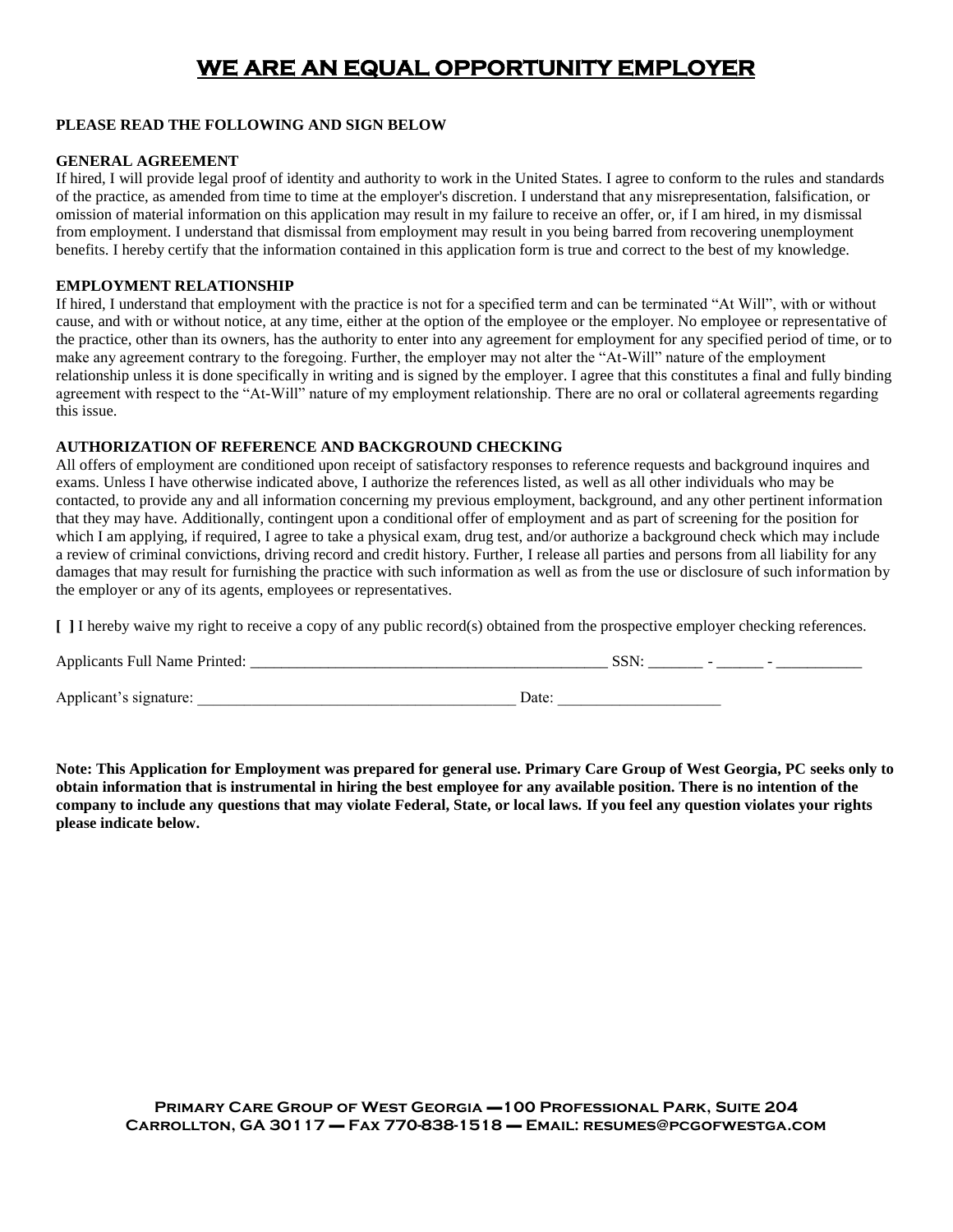# WE ARE AN EQUAL OPPORTUNITY EMPLOYER

**PLEASE READ THE FOLLOWING AND SIGN BELOW**

**GENERAL AGREEMENT**

If hired, I will provide legal proof of identity and authority to work in the United States. I agree to conform to the rules and standards of the practice, as amended from time to time at the employer's discretion. I understand that any misrepresentation, falsification, or omission of material information on this application may result in my failure to receive an offer, or, if I am hired, in my dismissal from employment. I understand that dismissal from employment may result in you being barred from recovering unemployment benefits. I hereby certify that the information contained in this application form is true and correct to the best of my knowledge.

**EMPLOYMENT RELATIONSHIP**

If hired, I understand that employment with the practice is not for a specified term and can be terminated "At Will", with or without cause, and with or without notice, at any time, either at the option of the employee or the employer. No employee or representative of the practice, other than its owners, has the authority to enter into any agreement for employment for any specified period of time, or to make any agreement contrary to the foregoing. Further, the employer may not alter the "At-Will" nature of the employment relationship unless it is done specifically in writing and is signed by the employer. I agree that this constitutes a final and fully binding agreement with respect to the "At-Will" nature of my employment relationship. There are no oral or collateral agreements regarding this issue.

**AUTHORIZATION OF REFERENCE AND BACKGROUND CHECKING**

All offers of employment are conditioned upon receipt of satisfactory responses to reference requests and background inquires and exams. Unless I have otherwise indicated above, I authorize the references listed, as well as all other individuals who may be contacted, to provide any and all information concerning my previous employment, background, and any other pertinent information that they may have. Additionally, contingent upon a conditional offer of employment and as part of screening for the position for which I am applying, if required, I agree to take a physical exam, drug test, and/or authorize a background check which may include a review of criminal convictions, driving record and credit history. Further, I release all parties and persons from all liability for any damages that may result for furnishing the practice with such information as well as from the use or disclosure of such information by the employer or any of its agents, employees or representatives.

**[ ]** I hereby waive my right to receive a copy of any public record(s) obtained from the prospective employer checking references.

Applicants Full Name Printed: ________________________________________________ SSN: _______ - ______ - ___________

Applicant's signature: _________________________________________ Date: _____________________

**Note: This Application for Employment was prepared for general use. Primary Care Group of West Georgia, PC seeks only to obtain information that is instrumental in hiring the best employee for any available position. There is no intention of the company to include any questions that may violate Federal, State, or local laws. If you feel any question violates your rights please indicate below.**

**Primary Care Group of West Georgia —100 Professional Park, Suite 204**
**Carrollton, GA 30117 — Fax 770-838-1518 — Email: resumes@pcgofwestga.com**